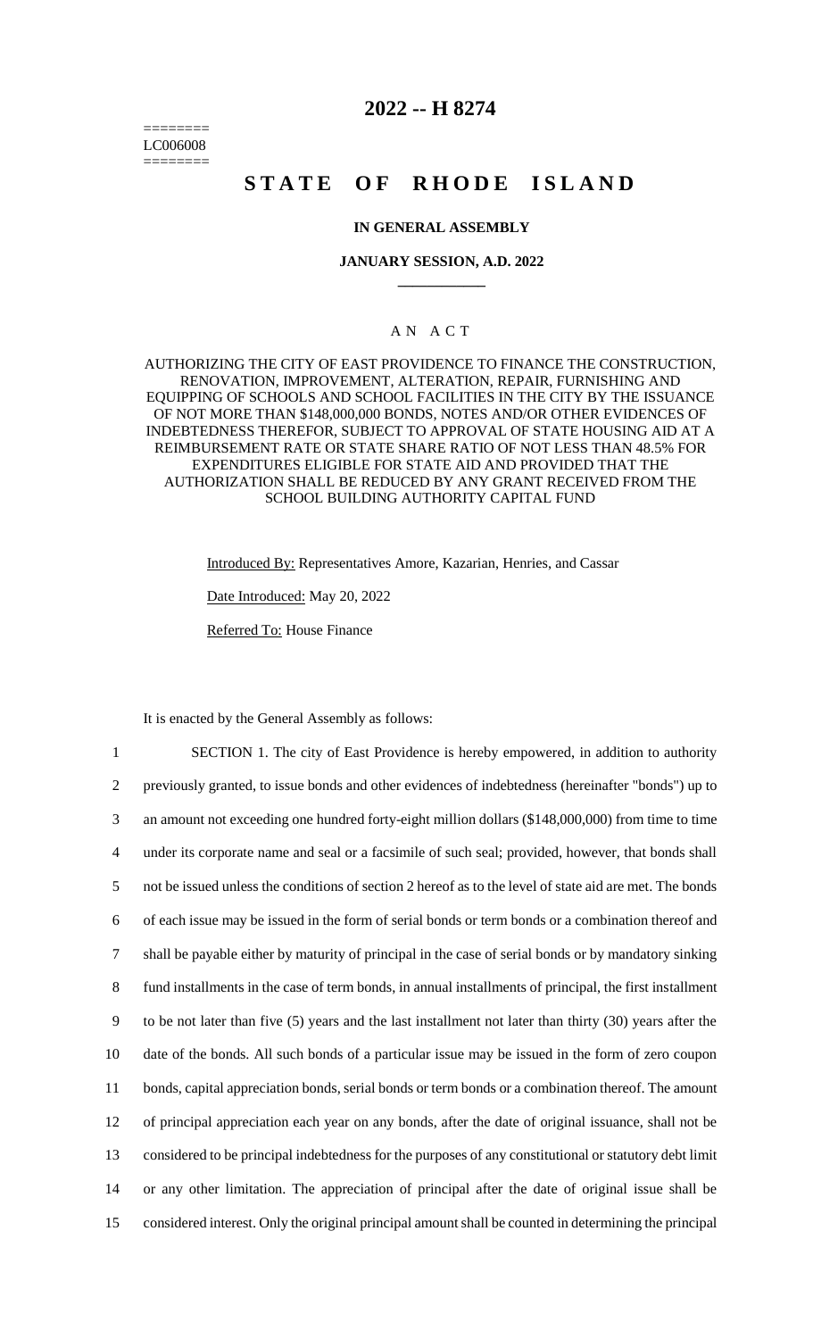========
LC006008
========

# 2022 -- H 8274

# STATE OF RHODE ISLAND

### IN GENERAL ASSEMBLY

### JANUARY SESSION, A.D. 2022

____________

A N A C T

AUTHORIZING THE CITY OF EAST PROVIDENCE TO FINANCE THE CONSTRUCTION, RENOVATION, IMPROVEMENT, ALTERATION, REPAIR, FURNISHING AND EQUIPPING OF SCHOOLS AND SCHOOL FACILITIES IN THE CITY BY THE ISSUANCE OF NOT MORE THAN $148,000,000 BONDS, NOTES AND/OR OTHER EVIDENCES OF INDEBTEDNESS THEREFOR, SUBJECT TO APPROVAL OF STATE HOUSING AID AT A REIMBURSEMENT RATE OR STATE SHARE RATIO OF NOT LESS THAN 48.5% FOR EXPENDITURES ELIGIBLE FOR STATE AID AND PROVIDED THAT THE AUTHORIZATION SHALL BE REDUCED BY ANY GRANT RECEIVED FROM THE SCHOOL BUILDING AUTHORITY CAPITAL FUND

Introduced By: Representatives Amore, Kazarian, Henries, and Cassar

Date Introduced: May 20, 2022

Referred To: House Finance

It is enacted by the General Assembly as follows:

1 SECTION 1. The city of East Providence is hereby empowered, in addition to authority
2 previously granted, to issue bonds and other evidences of indebtedness (hereinafter "bonds") up to
3 an amount not exceeding one hundred forty-eight million dollars ($148,000,000) from time to time
4 under its corporate name and seal or a facsimile of such seal; provided, however, that bonds shall
5 not be issued unless the conditions of section 2 hereof as to the level of state aid are met. The bonds
6 of each issue may be issued in the form of serial bonds or term bonds or a combination thereof and
7 shall be payable either by maturity of principal in the case of serial bonds or by mandatory sinking
8 fund installments in the case of term bonds, in annual installments of principal, the first installment
9 to be not later than five (5) years and the last installment not later than thirty (30) years after the
10 date of the bonds. All such bonds of a particular issue may be issued in the form of zero coupon
11 bonds, capital appreciation bonds, serial bonds or term bonds or a combination thereof. The amount
12 of principal appreciation each year on any bonds, after the date of original issuance, shall not be
13 considered to be principal indebtedness for the purposes of any constitutional or statutory debt limit
14 or any other limitation. The appreciation of principal after the date of original issue shall be
15 considered interest. Only the original principal amount shall be counted in determining the principal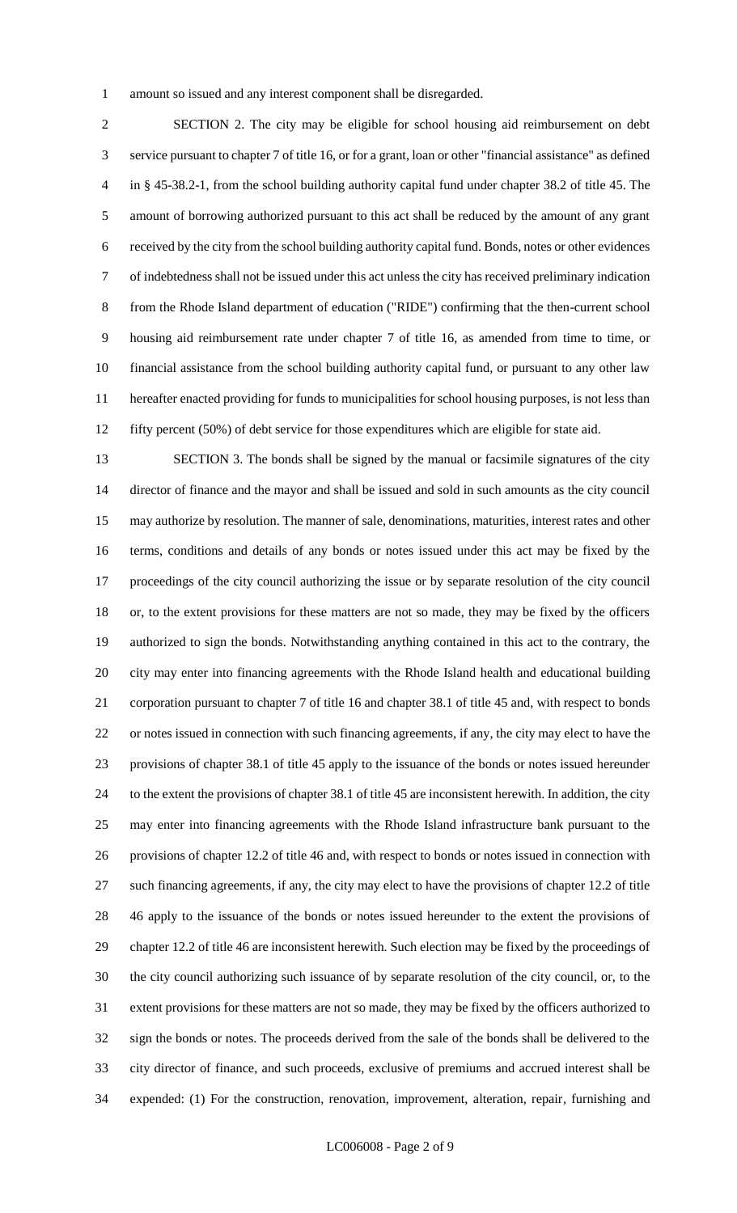amount so issued and any interest component shall be disregarded.

SECTION 2. The city may be eligible for school housing aid reimbursement on debt service pursuant to chapter 7 of title 16, or for a grant, loan or other "financial assistance" as defined in § 45-38.2-1, from the school building authority capital fund under chapter 38.2 of title 45. The amount of borrowing authorized pursuant to this act shall be reduced by the amount of any grant received by the city from the school building authority capital fund. Bonds, notes or other evidences of indebtedness shall not be issued under this act unless the city has received preliminary indication from the Rhode Island department of education ("RIDE") confirming that the then-current school housing aid reimbursement rate under chapter 7 of title 16, as amended from time to time, or financial assistance from the school building authority capital fund, or pursuant to any other law hereafter enacted providing for funds to municipalities for school housing purposes, is not less than fifty percent (50%) of debt service for those expenditures which are eligible for state aid.

SECTION 3. The bonds shall be signed by the manual or facsimile signatures of the city director of finance and the mayor and shall be issued and sold in such amounts as the city council may authorize by resolution. The manner of sale, denominations, maturities, interest rates and other terms, conditions and details of any bonds or notes issued under this act may be fixed by the proceedings of the city council authorizing the issue or by separate resolution of the city council or, to the extent provisions for these matters are not so made, they may be fixed by the officers authorized to sign the bonds. Notwithstanding anything contained in this act to the contrary, the city may enter into financing agreements with the Rhode Island health and educational building corporation pursuant to chapter 7 of title 16 and chapter 38.1 of title 45 and, with respect to bonds or notes issued in connection with such financing agreements, if any, the city may elect to have the provisions of chapter 38.1 of title 45 apply to the issuance of the bonds or notes issued hereunder to the extent the provisions of chapter 38.1 of title 45 are inconsistent herewith. In addition, the city may enter into financing agreements with the Rhode Island infrastructure bank pursuant to the provisions of chapter 12.2 of title 46 and, with respect to bonds or notes issued in connection with such financing agreements, if any, the city may elect to have the provisions of chapter 12.2 of title 46 apply to the issuance of the bonds or notes issued hereunder to the extent the provisions of chapter 12.2 of title 46 are inconsistent herewith. Such election may be fixed by the proceedings of the city council authorizing such issuance of by separate resolution of the city council, or, to the extent provisions for these matters are not so made, they may be fixed by the officers authorized to sign the bonds or notes. The proceeds derived from the sale of the bonds shall be delivered to the city director of finance, and such proceeds, exclusive of premiums and accrued interest shall be expended: (1) For the construction, renovation, improvement, alteration, repair, furnishing and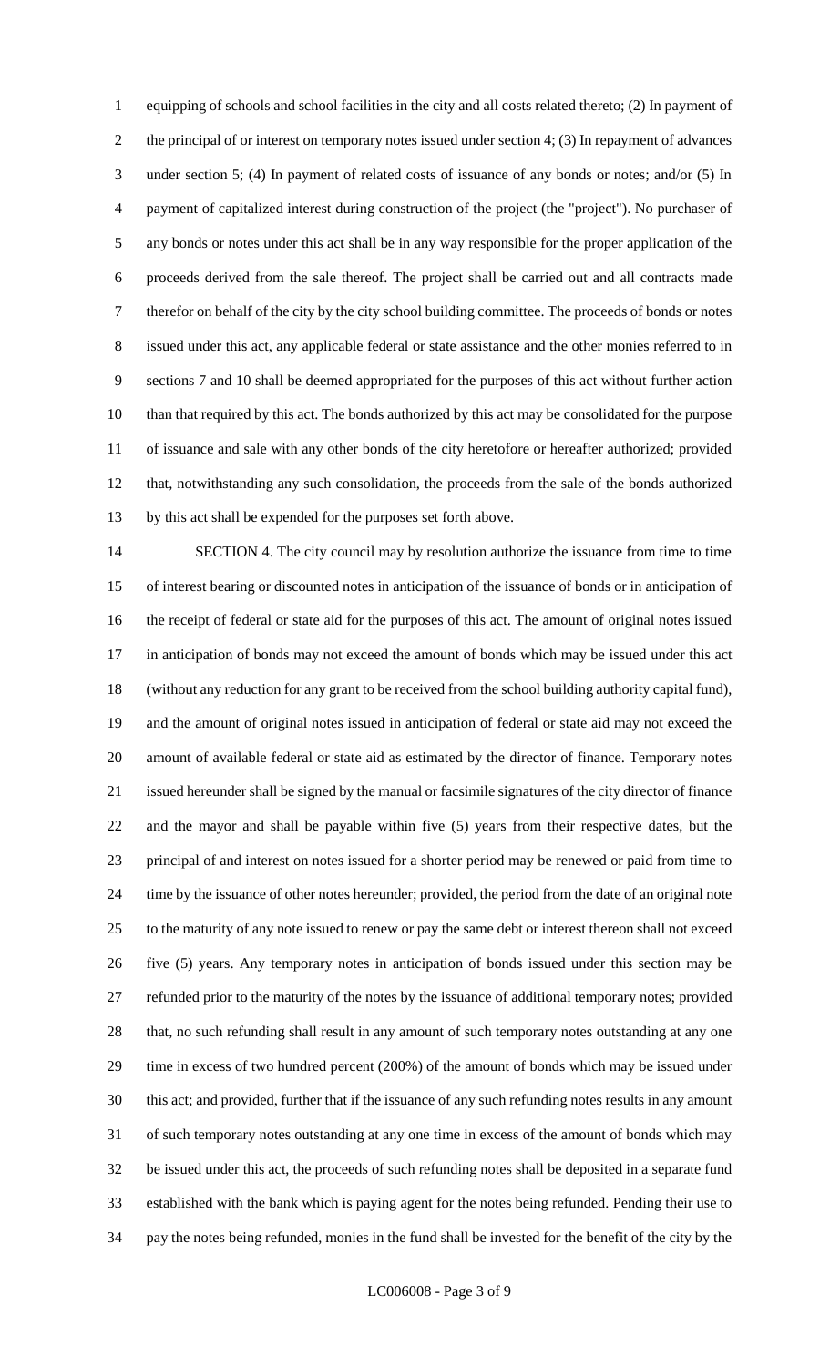equipping of schools and school facilities in the city and all costs related thereto; (2) In payment of the principal of or interest on temporary notes issued under section 4; (3) In repayment of advances under section 5; (4) In payment of related costs of issuance of any bonds or notes; and/or (5) In payment of capitalized interest during construction of the project (the "project"). No purchaser of any bonds or notes under this act shall be in any way responsible for the proper application of the proceeds derived from the sale thereof. The project shall be carried out and all contracts made therefor on behalf of the city by the city school building committee. The proceeds of bonds or notes issued under this act, any applicable federal or state assistance and the other monies referred to in sections 7 and 10 shall be deemed appropriated for the purposes of this act without further action than that required by this act. The bonds authorized by this act may be consolidated for the purpose of issuance and sale with any other bonds of the city heretofore or hereafter authorized; provided that, notwithstanding any such consolidation, the proceeds from the sale of the bonds authorized by this act shall be expended for the purposes set forth above.

SECTION 4. The city council may by resolution authorize the issuance from time to time of interest bearing or discounted notes in anticipation of the issuance of bonds or in anticipation of the receipt of federal or state aid for the purposes of this act. The amount of original notes issued in anticipation of bonds may not exceed the amount of bonds which may be issued under this act (without any reduction for any grant to be received from the school building authority capital fund), and the amount of original notes issued in anticipation of federal or state aid may not exceed the amount of available federal or state aid as estimated by the director of finance. Temporary notes issued hereunder shall be signed by the manual or facsimile signatures of the city director of finance and the mayor and shall be payable within five (5) years from their respective dates, but the principal of and interest on notes issued for a shorter period may be renewed or paid from time to time by the issuance of other notes hereunder; provided, the period from the date of an original note to the maturity of any note issued to renew or pay the same debt or interest thereon shall not exceed five (5) years. Any temporary notes in anticipation of bonds issued under this section may be refunded prior to the maturity of the notes by the issuance of additional temporary notes; provided that, no such refunding shall result in any amount of such temporary notes outstanding at any one time in excess of two hundred percent (200%) of the amount of bonds which may be issued under this act; and provided, further that if the issuance of any such refunding notes results in any amount of such temporary notes outstanding at any one time in excess of the amount of bonds which may be issued under this act, the proceeds of such refunding notes shall be deposited in a separate fund established with the bank which is paying agent for the notes being refunded. Pending their use to pay the notes being refunded, monies in the fund shall be invested for the benefit of the city by the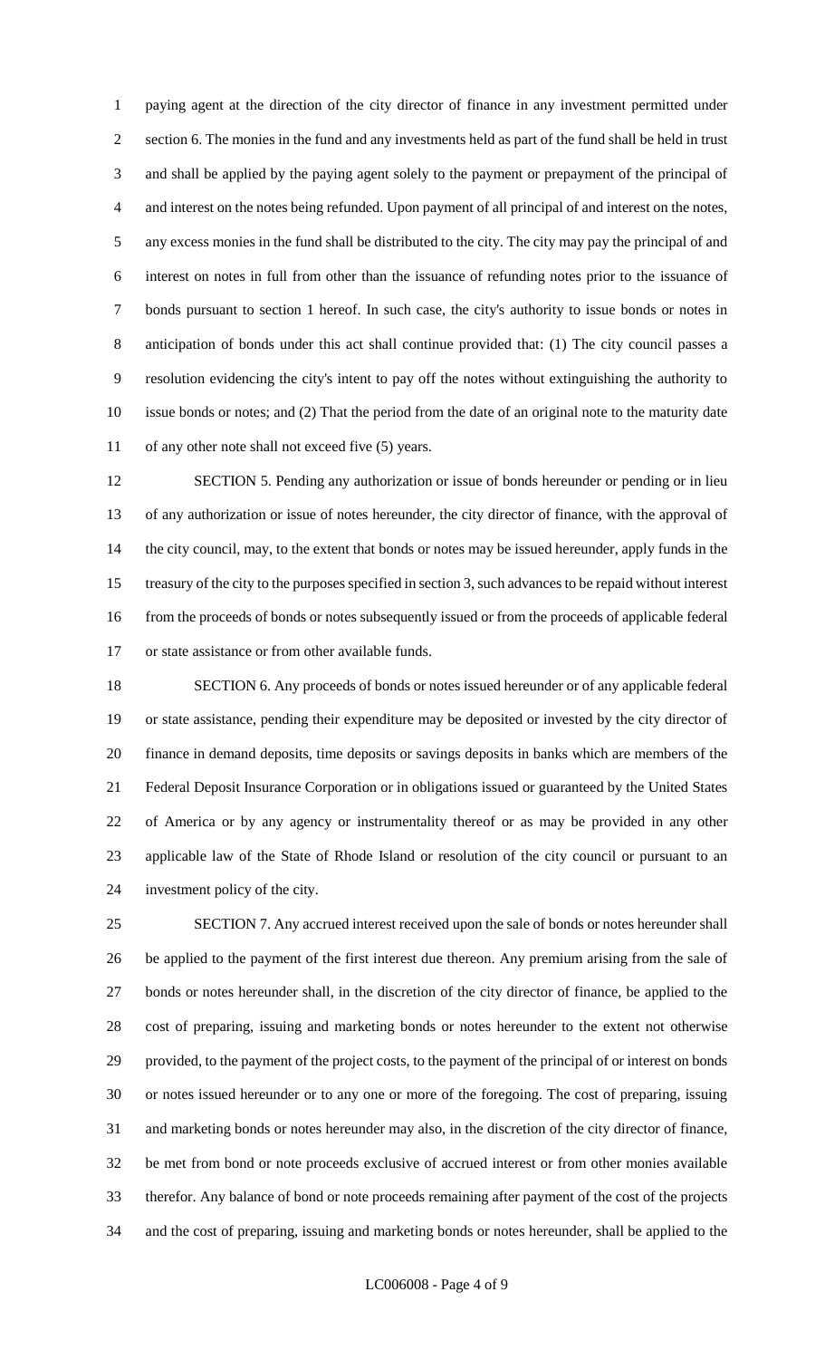paying agent at the direction of the city director of finance in any investment permitted under section 6. The monies in the fund and any investments held as part of the fund shall be held in trust and shall be applied by the paying agent solely to the payment or prepayment of the principal of and interest on the notes being refunded. Upon payment of all principal of and interest on the notes, any excess monies in the fund shall be distributed to the city. The city may pay the principal of and interest on notes in full from other than the issuance of refunding notes prior to the issuance of bonds pursuant to section 1 hereof. In such case, the city's authority to issue bonds or notes in anticipation of bonds under this act shall continue provided that: (1) The city council passes a resolution evidencing the city's intent to pay off the notes without extinguishing the authority to issue bonds or notes; and (2) That the period from the date of an original note to the maturity date of any other note shall not exceed five (5) years.

SECTION 5. Pending any authorization or issue of bonds hereunder or pending or in lieu of any authorization or issue of notes hereunder, the city director of finance, with the approval of the city council, may, to the extent that bonds or notes may be issued hereunder, apply funds in the treasury of the city to the purposes specified in section 3, such advances to be repaid without interest from the proceeds of bonds or notes subsequently issued or from the proceeds of applicable federal or state assistance or from other available funds.

SECTION 6. Any proceeds of bonds or notes issued hereunder or of any applicable federal or state assistance, pending their expenditure may be deposited or invested by the city director of finance in demand deposits, time deposits or savings deposits in banks which are members of the Federal Deposit Insurance Corporation or in obligations issued or guaranteed by the United States of America or by any agency or instrumentality thereof or as may be provided in any other applicable law of the State of Rhode Island or resolution of the city council or pursuant to an investment policy of the city.

SECTION 7. Any accrued interest received upon the sale of bonds or notes hereunder shall be applied to the payment of the first interest due thereon. Any premium arising from the sale of bonds or notes hereunder shall, in the discretion of the city director of finance, be applied to the cost of preparing, issuing and marketing bonds or notes hereunder to the extent not otherwise provided, to the payment of the project costs, to the payment of the principal of or interest on bonds or notes issued hereunder or to any one or more of the foregoing. The cost of preparing, issuing and marketing bonds or notes hereunder may also, in the discretion of the city director of finance, be met from bond or note proceeds exclusive of accrued interest or from other monies available therefor. Any balance of bond or note proceeds remaining after payment of the cost of the projects and the cost of preparing, issuing and marketing bonds or notes hereunder, shall be applied to the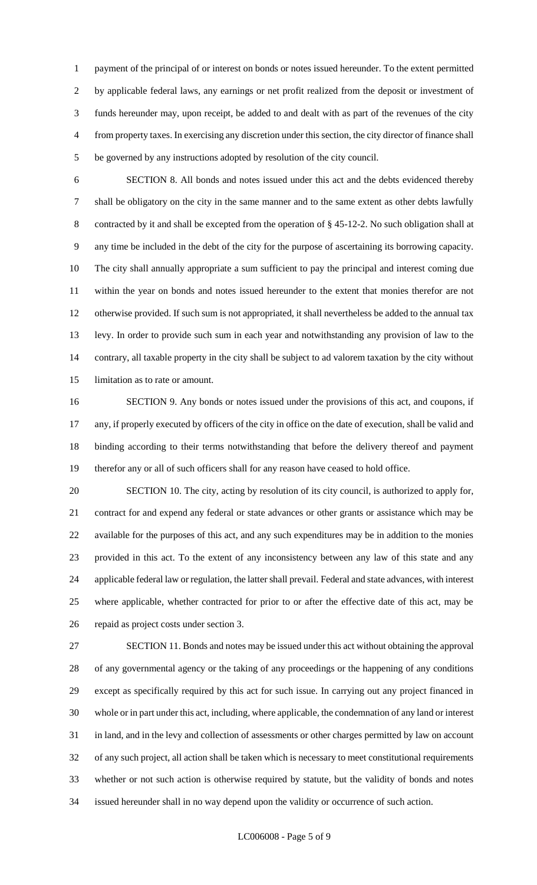payment of the principal of or interest on bonds or notes issued hereunder. To the extent permitted by applicable federal laws, any earnings or net profit realized from the deposit or investment of funds hereunder may, upon receipt, be added to and dealt with as part of the revenues of the city from property taxes. In exercising any discretion under this section, the city director of finance shall be governed by any instructions adopted by resolution of the city council.

SECTION 8. All bonds and notes issued under this act and the debts evidenced thereby shall be obligatory on the city in the same manner and to the same extent as other debts lawfully contracted by it and shall be excepted from the operation of § 45-12-2. No such obligation shall at any time be included in the debt of the city for the purpose of ascertaining its borrowing capacity. The city shall annually appropriate a sum sufficient to pay the principal and interest coming due within the year on bonds and notes issued hereunder to the extent that monies therefor are not otherwise provided. If such sum is not appropriated, it shall nevertheless be added to the annual tax levy. In order to provide such sum in each year and notwithstanding any provision of law to the contrary, all taxable property in the city shall be subject to ad valorem taxation by the city without limitation as to rate or amount.

SECTION 9. Any bonds or notes issued under the provisions of this act, and coupons, if any, if properly executed by officers of the city in office on the date of execution, shall be valid and binding according to their terms notwithstanding that before the delivery thereof and payment therefor any or all of such officers shall for any reason have ceased to hold office.

SECTION 10. The city, acting by resolution of its city council, is authorized to apply for, contract for and expend any federal or state advances or other grants or assistance which may be available for the purposes of this act, and any such expenditures may be in addition to the monies provided in this act. To the extent of any inconsistency between any law of this state and any applicable federal law or regulation, the latter shall prevail. Federal and state advances, with interest where applicable, whether contracted for prior to or after the effective date of this act, may be repaid as project costs under section 3.

SECTION 11. Bonds and notes may be issued under this act without obtaining the approval of any governmental agency or the taking of any proceedings or the happening of any conditions except as specifically required by this act for such issue. In carrying out any project financed in whole or in part under this act, including, where applicable, the condemnation of any land or interest in land, and in the levy and collection of assessments or other charges permitted by law on account of any such project, all action shall be taken which is necessary to meet constitutional requirements whether or not such action is otherwise required by statute, but the validity of bonds and notes issued hereunder shall in no way depend upon the validity or occurrence of such action.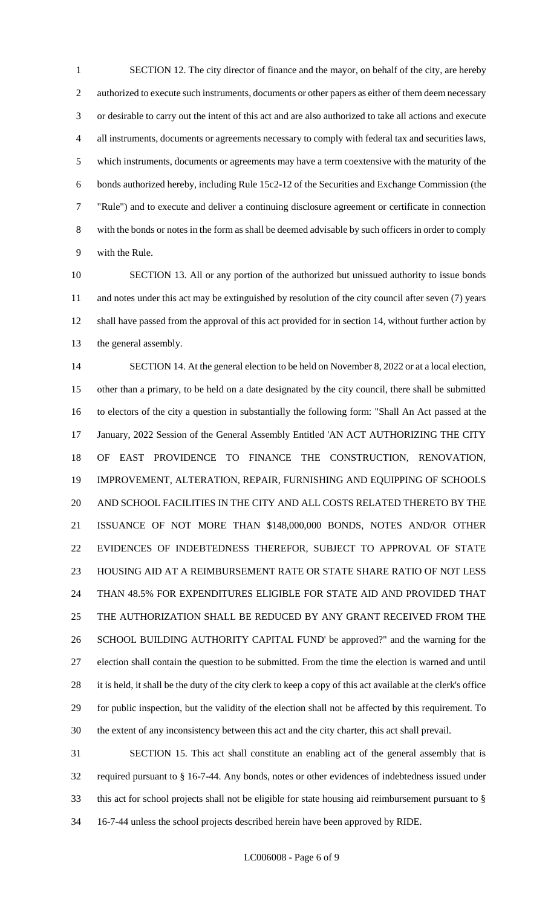SECTION 12. The city director of finance and the mayor, on behalf of the city, are hereby authorized to execute such instruments, documents or other papers as either of them deem necessary or desirable to carry out the intent of this act and are also authorized to take all actions and execute all instruments, documents or agreements necessary to comply with federal tax and securities laws, which instruments, documents or agreements may have a term coextensive with the maturity of the bonds authorized hereby, including Rule 15c2-12 of the Securities and Exchange Commission (the "Rule") and to execute and deliver a continuing disclosure agreement or certificate in connection with the bonds or notes in the form as shall be deemed advisable by such officers in order to comply with the Rule.

SECTION 13. All or any portion of the authorized but unissued authority to issue bonds and notes under this act may be extinguished by resolution of the city council after seven (7) years shall have passed from the approval of this act provided for in section 14, without further action by the general assembly.

SECTION 14. At the general election to be held on November 8, 2022 or at a local election, other than a primary, to be held on a date designated by the city council, there shall be submitted to electors of the city a question in substantially the following form: "Shall An Act passed at the January, 2022 Session of the General Assembly Entitled 'AN ACT AUTHORIZING THE CITY OF EAST PROVIDENCE TO FINANCE THE CONSTRUCTION, RENOVATION, IMPROVEMENT, ALTERATION, REPAIR, FURNISHING AND EQUIPPING OF SCHOOLS AND SCHOOL FACILITIES IN THE CITY AND ALL COSTS RELATED THERETO BY THE ISSUANCE OF NOT MORE THAN $148,000,000 BONDS, NOTES AND/OR OTHER EVIDENCES OF INDEBTEDNESS THEREFOR, SUBJECT TO APPROVAL OF STATE HOUSING AID AT A REIMBURSEMENT RATE OR STATE SHARE RATIO OF NOT LESS THAN 48.5% FOR EXPENDITURES ELIGIBLE FOR STATE AID AND PROVIDED THAT THE AUTHORIZATION SHALL BE REDUCED BY ANY GRANT RECEIVED FROM THE SCHOOL BUILDING AUTHORITY CAPITAL FUND' be approved?" and the warning for the election shall contain the question to be submitted. From the time the election is warned and until it is held, it shall be the duty of the city clerk to keep a copy of this act available at the clerk's office for public inspection, but the validity of the election shall not be affected by this requirement. To the extent of any inconsistency between this act and the city charter, this act shall prevail.

SECTION 15. This act shall constitute an enabling act of the general assembly that is required pursuant to § 16-7-44. Any bonds, notes or other evidences of indebtedness issued under this act for school projects shall not be eligible for state housing aid reimbursement pursuant to § 16-7-44 unless the school projects described herein have been approved by RIDE.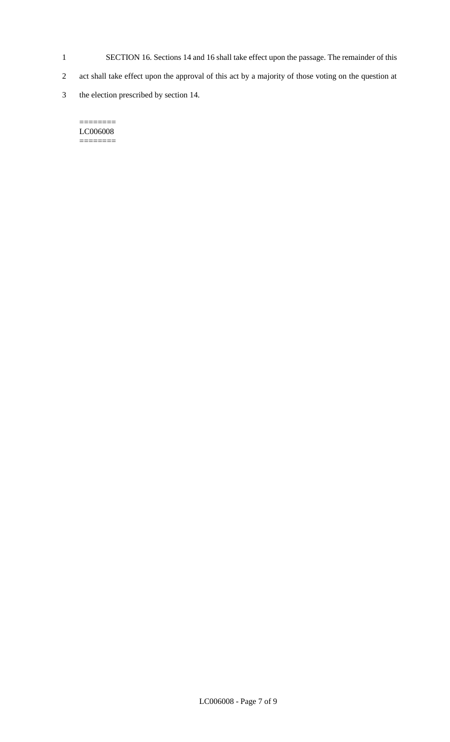SECTION 16. Sections 14 and 16 shall take effect upon the passage. The remainder of this act shall take effect upon the approval of this act by a majority of those voting on the question at the election prescribed by section 14.

========
LC006008
========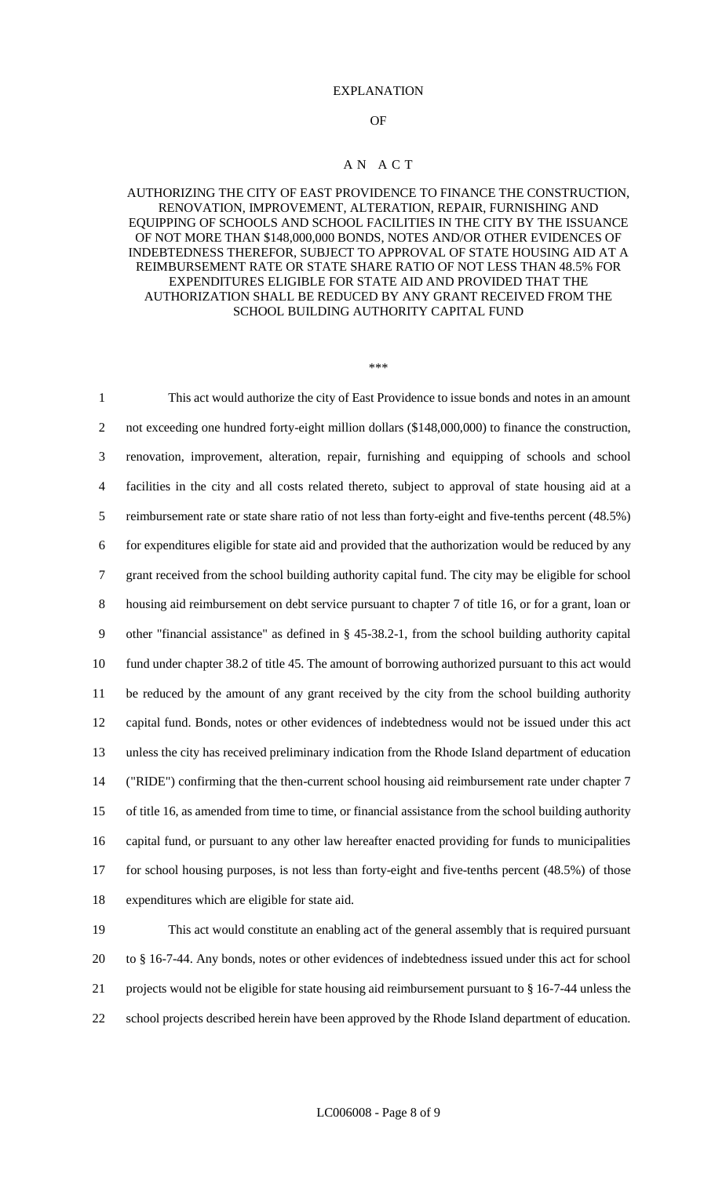# EXPLANATION

# OF

# A N A C T

## AUTHORIZING THE CITY OF EAST PROVIDENCE TO FINANCE THE CONSTRUCTION, RENOVATION, IMPROVEMENT, ALTERATION, REPAIR, FURNISHING AND EQUIPPING OF SCHOOLS AND SCHOOL FACILITIES IN THE CITY BY THE ISSUANCE OF NOT MORE THAN $148,000,000 BONDS, NOTES AND/OR OTHER EVIDENCES OF INDEBTEDNESS THEREFOR, SUBJECT TO APPROVAL OF STATE HOUSING AID AT A REIMBURSEMENT RATE OR STATE SHARE RATIO OF NOT LESS THAN 48.5% FOR EXPENDITURES ELIGIBLE FOR STATE AID AND PROVIDED THAT THE AUTHORIZATION SHALL BE REDUCED BY ANY GRANT RECEIVED FROM THE SCHOOL BUILDING AUTHORITY CAPITAL FUND

\*\*\*

1 This act would authorize the city of East Providence to issue bonds and notes in an amount
2 not exceeding one hundred forty-eight million dollars ($148,000,000) to finance the construction,
3 renovation, improvement, alteration, repair, furnishing and equipping of schools and school
4 facilities in the city and all costs related thereto, subject to approval of state housing aid at a
5 reimbursement rate or state share ratio of not less than forty-eight and five-tenths percent (48.5%)
6 for expenditures eligible for state aid and provided that the authorization would be reduced by any
7 grant received from the school building authority capital fund. The city may be eligible for school
8 housing aid reimbursement on debt service pursuant to chapter 7 of title 16, or for a grant, loan or
9 other "financial assistance" as defined in § 45-38.2-1, from the school building authority capital
10 fund under chapter 38.2 of title 45. The amount of borrowing authorized pursuant to this act would
11 be reduced by the amount of any grant received by the city from the school building authority
12 capital fund. Bonds, notes or other evidences of indebtedness would not be issued under this act
13 unless the city has received preliminary indication from the Rhode Island department of education
14 ("RIDE") confirming that the then-current school housing aid reimbursement rate under chapter 7
15 of title 16, as amended from time to time, or financial assistance from the school building authority
16 capital fund, or pursuant to any other law hereafter enacted providing for funds to municipalities
17 for school housing purposes, is not less than forty-eight and five-tenths percent (48.5%) of those
18 expenditures which are eligible for state aid.

19 This act would constitute an enabling act of the general assembly that is required pursuant
20 to § 16-7-44. Any bonds, notes or other evidences of indebtedness issued under this act for school
21 projects would not be eligible for state housing aid reimbursement pursuant to § 16-7-44 unless the
22 school projects described herein have been approved by the Rhode Island department of education.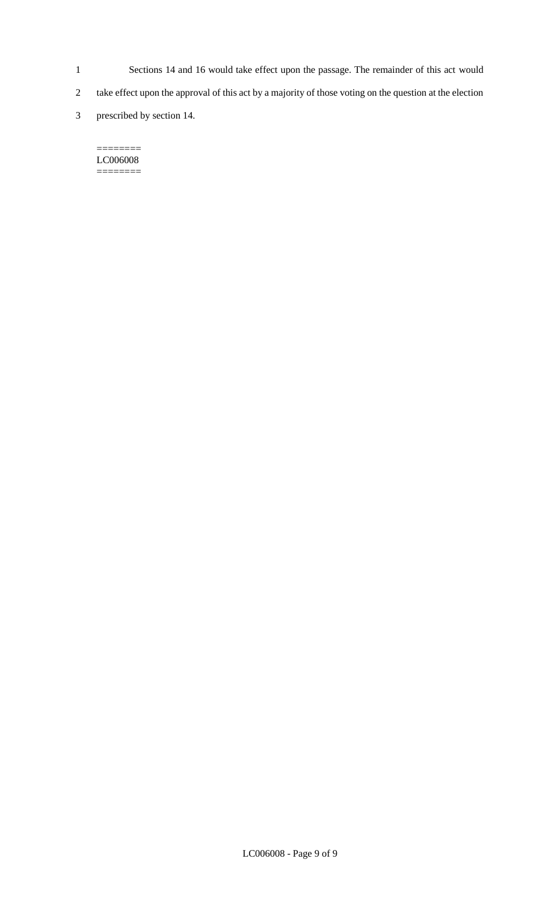Sections 14 and 16 would take effect upon the passage. The remainder of this act would take effect upon the approval of this act by a majority of those voting on the question at the election prescribed by section 14.

========
LC006008
========